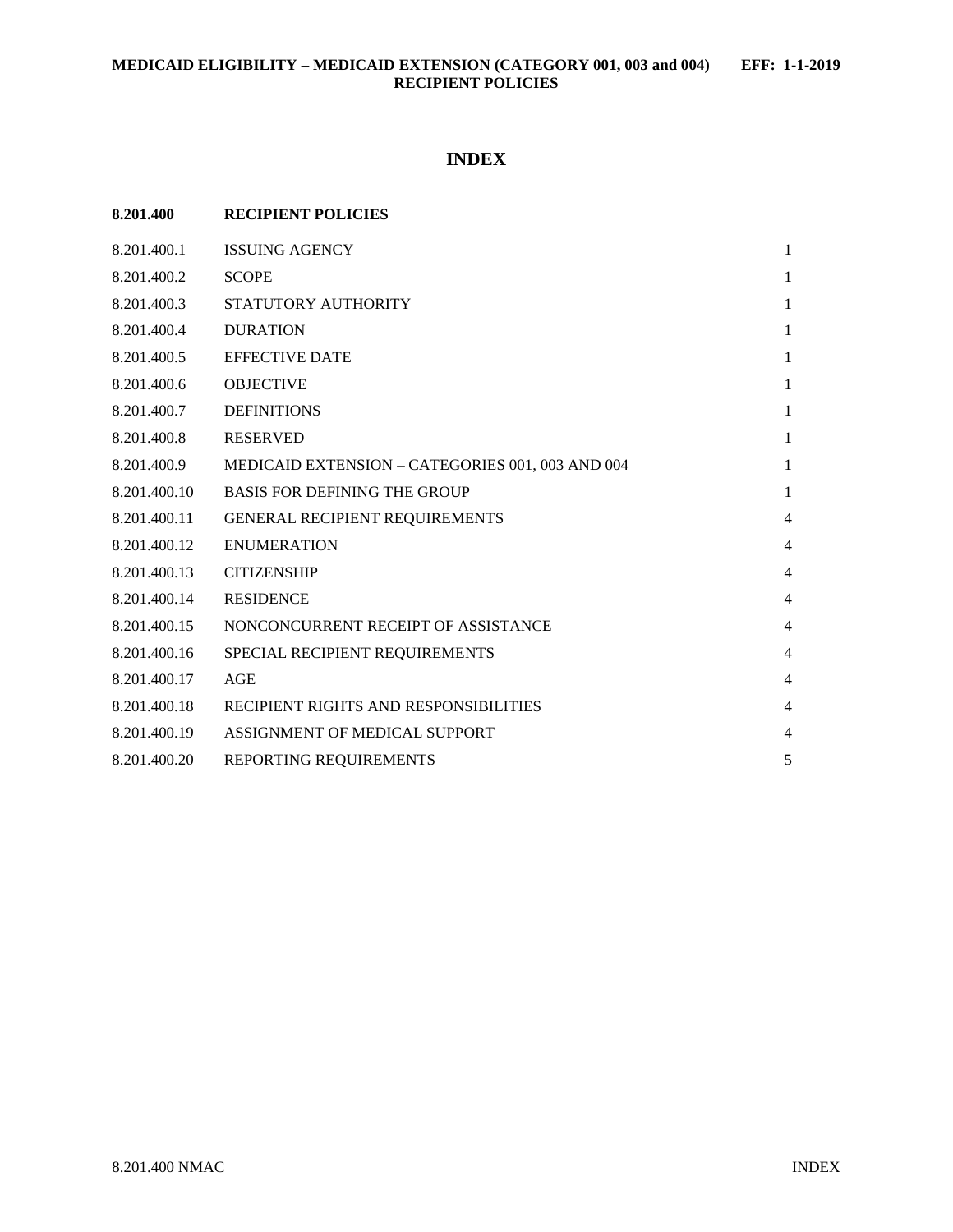# INDEX

| 8.201.400 | RECIPIENT POLICIES | |
|---|---|---|
| 8.201.400.1 | ISSUING AGENCY | 1 |
| 8.201.400.2 | SCOPE | 1 |
| 8.201.400.3 | STATUTORY AUTHORITY | 1 |
| 8.201.400.4 | DURATION | 1 |
| 8.201.400.5 | EFFECTIVE DATE | 1 |
| 8.201.400.6 | OBJECTIVE | 1 |
| 8.201.400.7 | DEFINITIONS | 1 |
| 8.201.400.8 | RESERVED | 1 |
| 8.201.400.9 | MEDICAID EXTENSION – CATEGORIES 001, 003 AND 004 | 1 |
| 8.201.400.10 | BASIS FOR DEFINING THE GROUP | 1 |
| 8.201.400.11 | GENERAL RECIPIENT REQUIREMENTS | 4 |
| 8.201.400.12 | ENUMERATION | 4 |
| 8.201.400.13 | CITIZENSHIP | 4 |
| 8.201.400.14 | RESIDENCE | 4 |
| 8.201.400.15 | NONCONCURRENT RECEIPT OF ASSISTANCE | 4 |
| 8.201.400.16 | SPECIAL RECIPIENT REQUIREMENTS | 4 |
| 8.201.400.17 | AGE | 4 |
| 8.201.400.18 | RECIPIENT RIGHTS AND RESPONSIBILITIES | 4 |
| 8.201.400.19 | ASSIGNMENT OF MEDICAL SUPPORT | 4 |
| 8.201.400.20 | REPORTING REQUIREMENTS | 5 |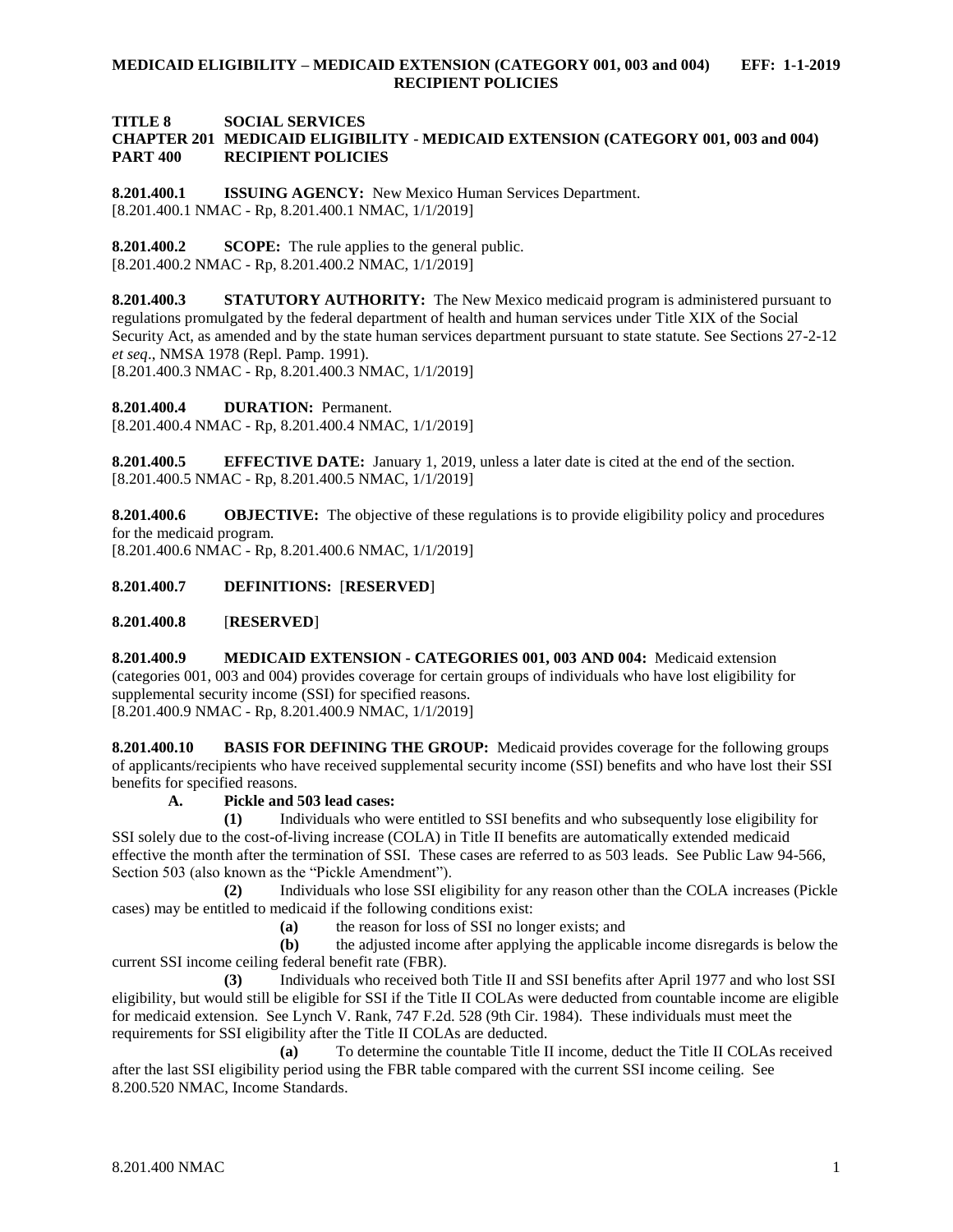**TITLE 8 SOCIAL SERVICES**
**CHAPTER 201 MEDICAID ELIGIBILITY - MEDICAID EXTENSION (CATEGORY 001, 003 and 004)**
**PART 400 RECIPIENT POLICIES**

**8.201.400.1 ISSUING AGENCY:** New Mexico Human Services Department.
[8.201.400.1 NMAC - Rp, 8.201.400.1 NMAC, 1/1/2019]

**8.201.400.2 SCOPE:** The rule applies to the general public.
[8.201.400.2 NMAC - Rp, 8.201.400.2 NMAC, 1/1/2019]

**8.201.400.3 STATUTORY AUTHORITY:** The New Mexico medicaid program is administered pursuant to regulations promulgated by the federal department of health and human services under Title XIX of the Social Security Act, as amended and by the state human services department pursuant to state statute. See Sections 27-2-12 *et seq*., NMSA 1978 (Repl. Pamp. 1991).
[8.201.400.3 NMAC - Rp, 8.201.400.3 NMAC, 1/1/2019]

**8.201.400.4 DURATION:** Permanent.
[8.201.400.4 NMAC - Rp, 8.201.400.4 NMAC, 1/1/2019]

**8.201.400.5 EFFECTIVE DATE:** January 1, 2019, unless a later date is cited at the end of the section.
[8.201.400.5 NMAC - Rp, 8.201.400.5 NMAC, 1/1/2019]

**8.201.400.6 OBJECTIVE:** The objective of these regulations is to provide eligibility policy and procedures for the medicaid program.
[8.201.400.6 NMAC - Rp, 8.201.400.6 NMAC, 1/1/2019]

**8.201.400.7 DEFINITIONS:** [**RESERVED**]

**8.201.400.8** [**RESERVED**]

**8.201.400.9 MEDICAID EXTENSION - CATEGORIES 001, 003 AND 004:** Medicaid extension (categories 001, 003 and 004) provides coverage for certain groups of individuals who have lost eligibility for supplemental security income (SSI) for specified reasons.
[8.201.400.9 NMAC - Rp, 8.201.400.9 NMAC, 1/1/2019]

**8.201.400.10 BASIS FOR DEFINING THE GROUP:** Medicaid provides coverage for the following groups of applicants/recipients who have received supplemental security income (SSI) benefits and who have lost their SSI benefits for specified reasons.

**A. Pickle and 503 lead cases:**

**(1)** Individuals who were entitled to SSI benefits and who subsequently lose eligibility for SSI solely due to the cost-of-living increase (COLA) in Title II benefits are automatically extended medicaid effective the month after the termination of SSI. These cases are referred to as 503 leads. See Public Law 94-566, Section 503 (also known as the "Pickle Amendment").

**(2)** Individuals who lose SSI eligibility for any reason other than the COLA increases (Pickle cases) may be entitled to medicaid if the following conditions exist:

**(a)** the reason for loss of SSI no longer exists; and

**(b)** the adjusted income after applying the applicable income disregards is below the current SSI income ceiling federal benefit rate (FBR).

**(3)** Individuals who received both Title II and SSI benefits after April 1977 and who lost SSI eligibility, but would still be eligible for SSI if the Title II COLAs were deducted from countable income are eligible for medicaid extension. See Lynch V. Rank, 747 F.2d. 528 (9th Cir. 1984). These individuals must meet the requirements for SSI eligibility after the Title II COLAs are deducted.

**(a)** To determine the countable Title II income, deduct the Title II COLAs received after the last SSI eligibility period using the FBR table compared with the current SSI income ceiling. See 8.200.520 NMAC, Income Standards.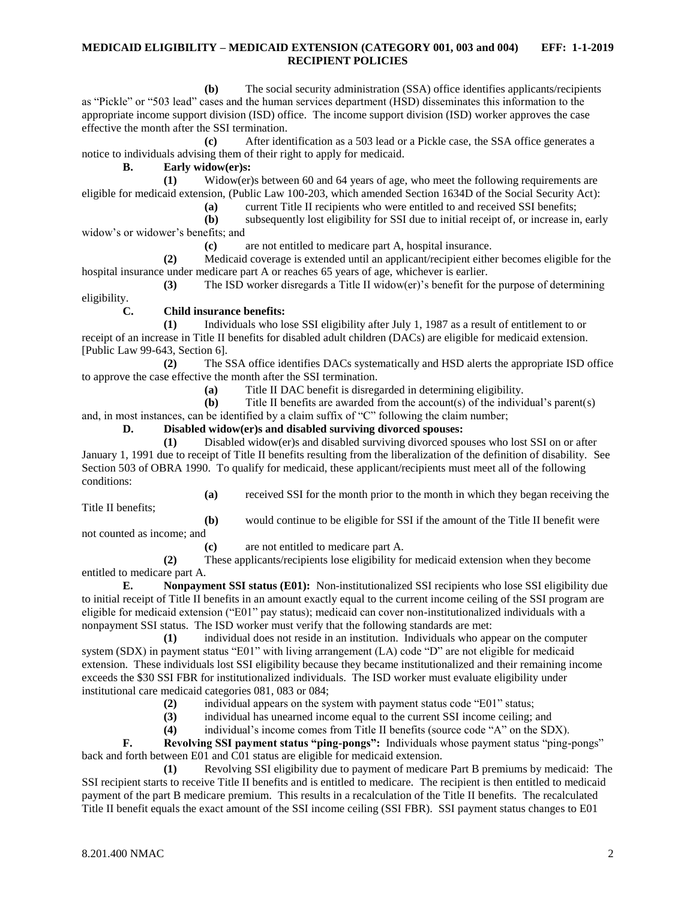**(b)** The social security administration (SSA) office identifies applicants/recipients as "Pickle" or "503 lead" cases and the human services department (HSD) disseminates this information to the appropriate income support division (ISD) office. The income support division (ISD) worker approves the case effective the month after the SSI termination.

**(c)** After identification as a 503 lead or a Pickle case, the SSA office generates a notice to individuals advising them of their right to apply for medicaid.

**B. Early widow(er)s:**

**(1)** Widow(er)s between 60 and 64 years of age, who meet the following requirements are eligible for medicaid extension, (Public Law 100-203, which amended Section 1634D of the Social Security Act):

**(a)** current Title II recipients who were entitled to and received SSI benefits;

**(b)** subsequently lost eligibility for SSI due to initial receipt of, or increase in, early widow's or widower's benefits; and

**(c)** are not entitled to medicare part A, hospital insurance.

**(2)** Medicaid coverage is extended until an applicant/recipient either becomes eligible for the hospital insurance under medicare part A or reaches 65 years of age, whichever is earlier.

**(3)** The ISD worker disregards a Title II widow(er)'s benefit for the purpose of determining eligibility.

**C. Child insurance benefits:**

**(1)** Individuals who lose SSI eligibility after July 1, 1987 as a result of entitlement to or receipt of an increase in Title II benefits for disabled adult children (DACs) are eligible for medicaid extension. [Public Law 99-643, Section 6].

**(2)** The SSA office identifies DACs systematically and HSD alerts the appropriate ISD office to approve the case effective the month after the SSI termination.

**(a)** Title II DAC benefit is disregarded in determining eligibility.

**(b)** Title II benefits are awarded from the account(s) of the individual's parent(s) and, in most instances, can be identified by a claim suffix of "C" following the claim number;

**D. Disabled widow(er)s and disabled surviving divorced spouses:**

**(1)** Disabled widow(er)s and disabled surviving divorced spouses who lost SSI on or after January 1, 1991 due to receipt of Title II benefits resulting from the liberalization of the definition of disability. See Section 503 of OBRA 1990. To qualify for medicaid, these applicant/recipients must meet all of the following conditions:

**(a)** received SSI for the month prior to the month in which they began receiving the Title II benefits;

**(b)** would continue to be eligible for SSI if the amount of the Title II benefit were not counted as income; and

**(c)** are not entitled to medicare part A.

**(2)** These applicants/recipients lose eligibility for medicaid extension when they become entitled to medicare part A.

**E. Nonpayment SSI status (E01):** Non-institutionalized SSI recipients who lose SSI eligibility due to initial receipt of Title II benefits in an amount exactly equal to the current income ceiling of the SSI program are eligible for medicaid extension ("E01" pay status); medicaid can cover non-institutionalized individuals with a nonpayment SSI status. The ISD worker must verify that the following standards are met:

**(1)** individual does not reside in an institution. Individuals who appear on the computer system (SDX) in payment status "E01" with living arrangement (LA) code "D" are not eligible for medicaid extension. These individuals lost SSI eligibility because they became institutionalized and their remaining income exceeds the $30 SSI FBR for institutionalized individuals. The ISD worker must evaluate eligibility under institutional care medicaid categories 081, 083 or 084;

**(2)** individual appears on the system with payment status code "E01" status;

**(3)** individual has unearned income equal to the current SSI income ceiling; and

**(4)** individual's income comes from Title II benefits (source code "A" on the SDX).

**F. Revolving SSI payment status "ping-pongs":** Individuals whose payment status "ping-pongs" back and forth between E01 and C01 status are eligible for medicaid extension.

**(1)** Revolving SSI eligibility due to payment of medicare Part B premiums by medicaid: The SSI recipient starts to receive Title II benefits and is entitled to medicare. The recipient is then entitled to medicaid payment of the part B medicare premium. This results in a recalculation of the Title II benefits. The recalculated Title II benefit equals the exact amount of the SSI income ceiling (SSI FBR). SSI payment status changes to E01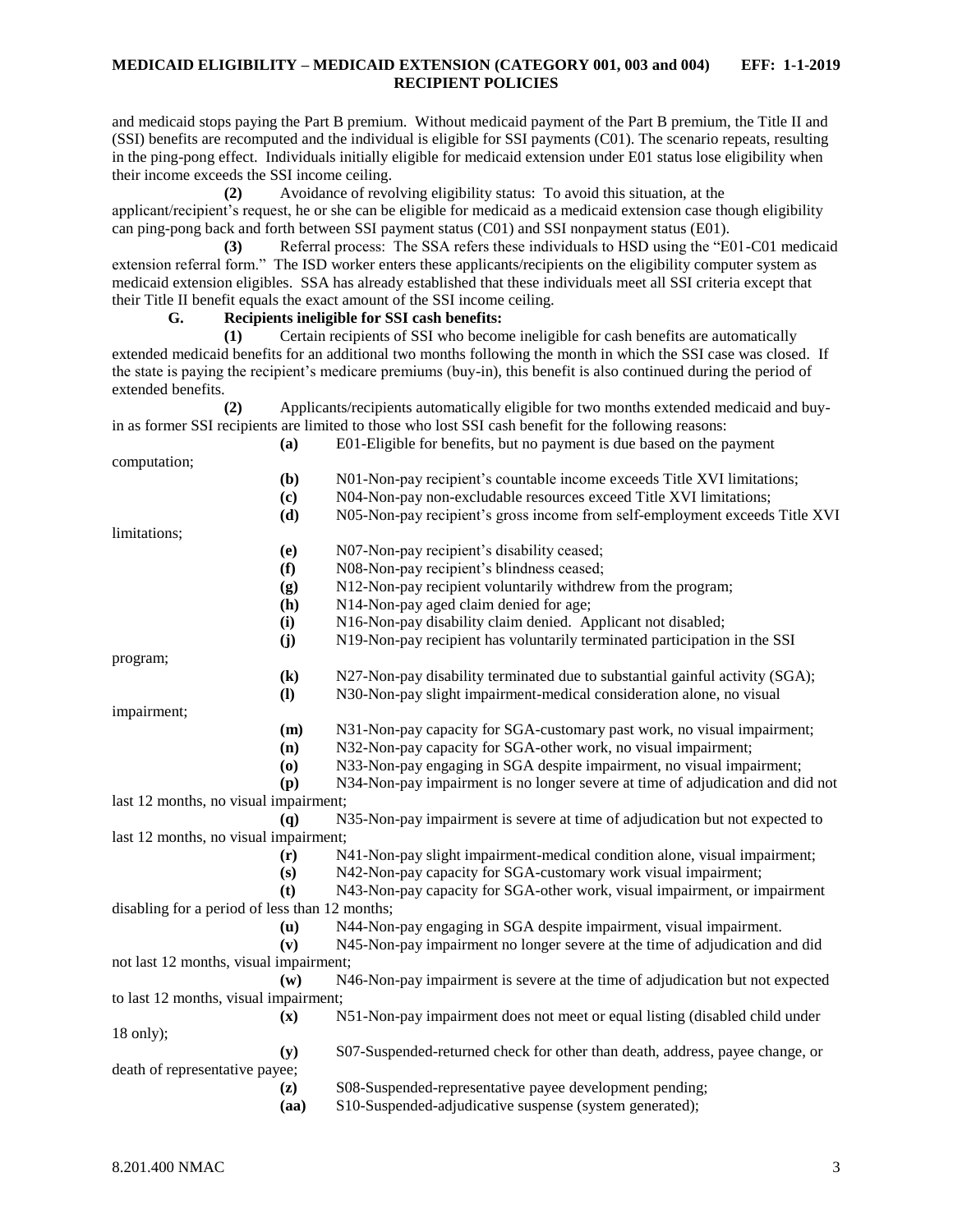and medicaid stops paying the Part B premium. Without medicaid payment of the Part B premium, the Title II and (SSI) benefits are recomputed and the individual is eligible for SSI payments (C01). The scenario repeats, resulting in the ping-pong effect. Individuals initially eligible for medicaid extension under E01 status lose eligibility when their income exceeds the SSI income ceiling.

**(2)** Avoidance of revolving eligibility status: To avoid this situation, at the applicant/recipient's request, he or she can be eligible for medicaid as a medicaid extension case though eligibility can ping-pong back and forth between SSI payment status (C01) and SSI nonpayment status (E01).

**(3)** Referral process: The SSA refers these individuals to HSD using the "E01-C01 medicaid extension referral form." The ISD worker enters these applicants/recipients on the eligibility computer system as medicaid extension eligibles. SSA has already established that these individuals meet all SSI criteria except that their Title II benefit equals the exact amount of the SSI income ceiling.

**G. Recipients ineligible for SSI cash benefits:**

**(1)** Certain recipients of SSI who become ineligible for cash benefits are automatically extended medicaid benefits for an additional two months following the month in which the SSI case was closed. If the state is paying the recipient's medicare premiums (buy-in), this benefit is also continued during the period of extended benefits.

**(2)** Applicants/recipients automatically eligible for two months extended medicaid and buy-in as former SSI recipients are limited to those who lost SSI cash benefit for the following reasons:

**(a)** E01-Eligible for benefits, but no payment is due based on the payment computation;

**(b)** N01-Non-pay recipient's countable income exceeds Title XVI limitations;

**(c)** N04-Non-pay non-excludable resources exceed Title XVI limitations;

**(d)** N05-Non-pay recipient's gross income from self-employment exceeds Title XVI limitations;

**(e)** N07-Non-pay recipient's disability ceased;

**(f)** N08-Non-pay recipient's blindness ceased;

**(g)** N12-Non-pay recipient voluntarily withdrew from the program;

**(h)** N14-Non-pay aged claim denied for age;

**(i)** N16-Non-pay disability claim denied. Applicant not disabled;

**(j)** N19-Non-pay recipient has voluntarily terminated participation in the SSI program;

**(k)** N27-Non-pay disability terminated due to substantial gainful activity (SGA);

**(l)** N30-Non-pay slight impairment-medical consideration alone, no visual impairment;

**(m)** N31-Non-pay capacity for SGA-customary past work, no visual impairment;

**(n)** N32-Non-pay capacity for SGA-other work, no visual impairment;

**(o)** N33-Non-pay engaging in SGA despite impairment, no visual impairment;

**(p)** N34-Non-pay impairment is no longer severe at time of adjudication and did not last 12 months, no visual impairment;

**(q)** N35-Non-pay impairment is severe at time of adjudication but not expected to last 12 months, no visual impairment;

**(r)** N41-Non-pay slight impairment-medical condition alone, visual impairment;

**(s)** N42-Non-pay capacity for SGA-customary work visual impairment;

**(t)** N43-Non-pay capacity for SGA-other work, visual impairment, or impairment disabling for a period of less than 12 months;

**(u)** N44-Non-pay engaging in SGA despite impairment, visual impairment.

**(v)** N45-Non-pay impairment no longer severe at the time of adjudication and did not last 12 months, visual impairment;

**(w)** N46-Non-pay impairment is severe at the time of adjudication but not expected to last 12 months, visual impairment;

**(x)** N51-Non-pay impairment does not meet or equal listing (disabled child under 18 only);

**(y)** S07-Suspended-returned check for other than death, address, payee change, or death of representative payee;

**(z)** S08-Suspended-representative payee development pending;

**(aa)** S10-Suspended-adjudicative suspense (system generated);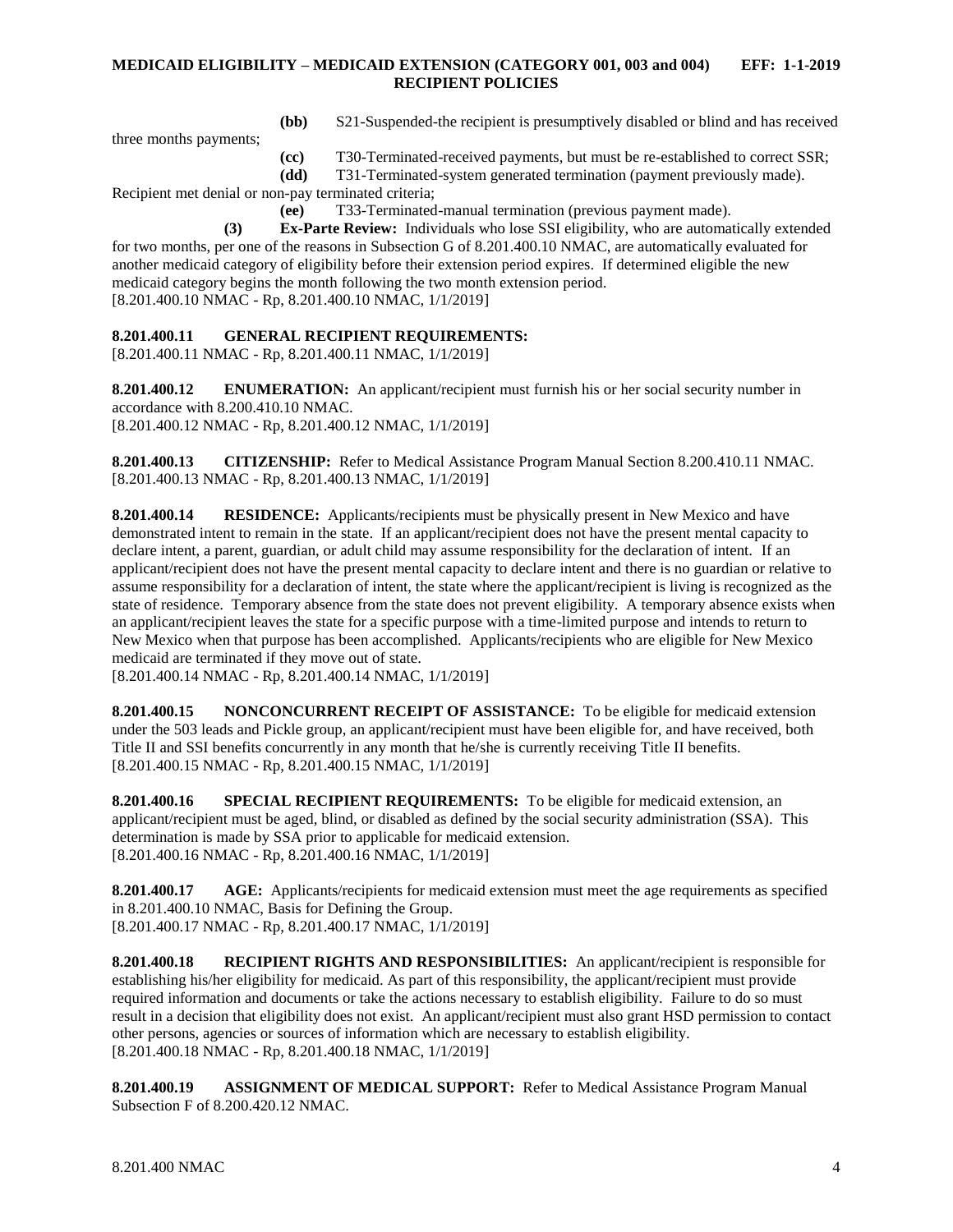**(bb)** S21-Suspended-the recipient is presumptively disabled or blind and has received three months payments;

**(cc)** T30-Terminated-received payments, but must be re-established to correct SSR;

**(dd)** T31-Terminated-system generated termination (payment previously made). Recipient met denial or non-pay terminated criteria;

**(ee)** T33-Terminated-manual termination (previous payment made).

**(3)** **Ex-Parte Review:** Individuals who lose SSI eligibility, who are automatically extended for two months, per one of the reasons in Subsection G of 8.201.400.10 NMAC, are automatically evaluated for another medicaid category of eligibility before their extension period expires. If determined eligible the new medicaid category begins the month following the two month extension period.

[8.201.400.10 NMAC - Rp, 8.201.400.10 NMAC, 1/1/2019]

**8.201.400.11 GENERAL RECIPIENT REQUIREMENTS:**

[8.201.400.11 NMAC - Rp, 8.201.400.11 NMAC, 1/1/2019]

**8.201.400.12 ENUMERATION:** An applicant/recipient must furnish his or her social security number in accordance with 8.200.410.10 NMAC.

[8.201.400.12 NMAC - Rp, 8.201.400.12 NMAC, 1/1/2019]

**8.201.400.13 CITIZENSHIP:** Refer to Medical Assistance Program Manual Section 8.200.410.11 NMAC.

[8.201.400.13 NMAC - Rp, 8.201.400.13 NMAC, 1/1/2019]

**8.201.400.14 RESIDENCE:** Applicants/recipients must be physically present in New Mexico and have demonstrated intent to remain in the state. If an applicant/recipient does not have the present mental capacity to declare intent, a parent, guardian, or adult child may assume responsibility for the declaration of intent. If an applicant/recipient does not have the present mental capacity to declare intent and there is no guardian or relative to assume responsibility for a declaration of intent, the state where the applicant/recipient is living is recognized as the state of residence. Temporary absence from the state does not prevent eligibility. A temporary absence exists when an applicant/recipient leaves the state for a specific purpose with a time-limited purpose and intends to return to New Mexico when that purpose has been accomplished. Applicants/recipients who are eligible for New Mexico medicaid are terminated if they move out of state.

[8.201.400.14 NMAC - Rp, 8.201.400.14 NMAC, 1/1/2019]

**8.201.400.15 NONCONCURRENT RECEIPT OF ASSISTANCE:** To be eligible for medicaid extension under the 503 leads and Pickle group, an applicant/recipient must have been eligible for, and have received, both Title II and SSI benefits concurrently in any month that he/she is currently receiving Title II benefits.

[8.201.400.15 NMAC - Rp, 8.201.400.15 NMAC, 1/1/2019]

**8.201.400.16 SPECIAL RECIPIENT REQUIREMENTS:** To be eligible for medicaid extension, an applicant/recipient must be aged, blind, or disabled as defined by the social security administration (SSA). This determination is made by SSA prior to applicable for medicaid extension.

[8.201.400.16 NMAC - Rp, 8.201.400.16 NMAC, 1/1/2019]

**8.201.400.17 AGE:** Applicants/recipients for medicaid extension must meet the age requirements as specified in 8.201.400.10 NMAC, Basis for Defining the Group.

[8.201.400.17 NMAC - Rp, 8.201.400.17 NMAC, 1/1/2019]

**8.201.400.18 RECIPIENT RIGHTS AND RESPONSIBILITIES:** An applicant/recipient is responsible for establishing his/her eligibility for medicaid. As part of this responsibility, the applicant/recipient must provide required information and documents or take the actions necessary to establish eligibility. Failure to do so must result in a decision that eligibility does not exist. An applicant/recipient must also grant HSD permission to contact other persons, agencies or sources of information which are necessary to establish eligibility.

[8.201.400.18 NMAC - Rp, 8.201.400.18 NMAC, 1/1/2019]

**8.201.400.19 ASSIGNMENT OF MEDICAL SUPPORT:** Refer to Medical Assistance Program Manual Subsection F of 8.200.420.12 NMAC.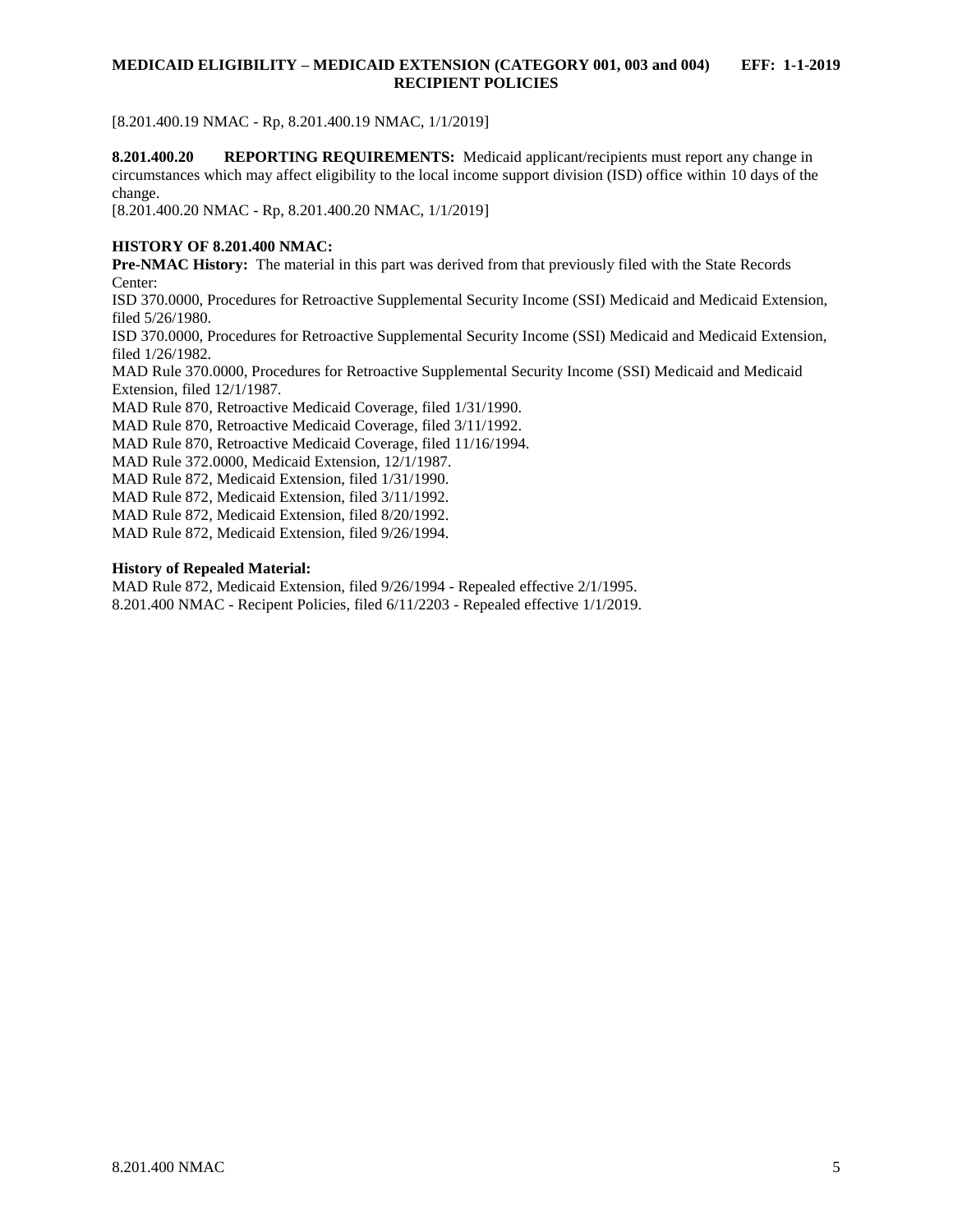[8.201.400.19 NMAC - Rp, 8.201.400.19 NMAC, 1/1/2019]

**8.201.400.20 REPORTING REQUIREMENTS:** Medicaid applicant/recipients must report any change in circumstances which may affect eligibility to the local income support division (ISD) office within 10 days of the change.
[8.201.400.20 NMAC - Rp, 8.201.400.20 NMAC, 1/1/2019]

**HISTORY OF 8.201.400 NMAC:**
**Pre-NMAC History:** The material in this part was derived from that previously filed with the State Records Center:
ISD 370.0000, Procedures for Retroactive Supplemental Security Income (SSI) Medicaid and Medicaid Extension, filed 5/26/1980.
ISD 370.0000, Procedures for Retroactive Supplemental Security Income (SSI) Medicaid and Medicaid Extension, filed 1/26/1982.
MAD Rule 370.0000, Procedures for Retroactive Supplemental Security Income (SSI) Medicaid and Medicaid Extension, filed 12/1/1987.
MAD Rule 870, Retroactive Medicaid Coverage, filed 1/31/1990.
MAD Rule 870, Retroactive Medicaid Coverage, filed 3/11/1992.
MAD Rule 870, Retroactive Medicaid Coverage, filed 11/16/1994.
MAD Rule 372.0000, Medicaid Extension, 12/1/1987.
MAD Rule 872, Medicaid Extension, filed 1/31/1990.
MAD Rule 872, Medicaid Extension, filed 3/11/1992.
MAD Rule 872, Medicaid Extension, filed 8/20/1992.
MAD Rule 872, Medicaid Extension, filed 9/26/1994.

**History of Repealed Material:**
MAD Rule 872, Medicaid Extension, filed 9/26/1994 - Repealed effective 2/1/1995.
8.201.400 NMAC - Recipent Policies, filed 6/11/2203 - Repealed effective 1/1/2019.